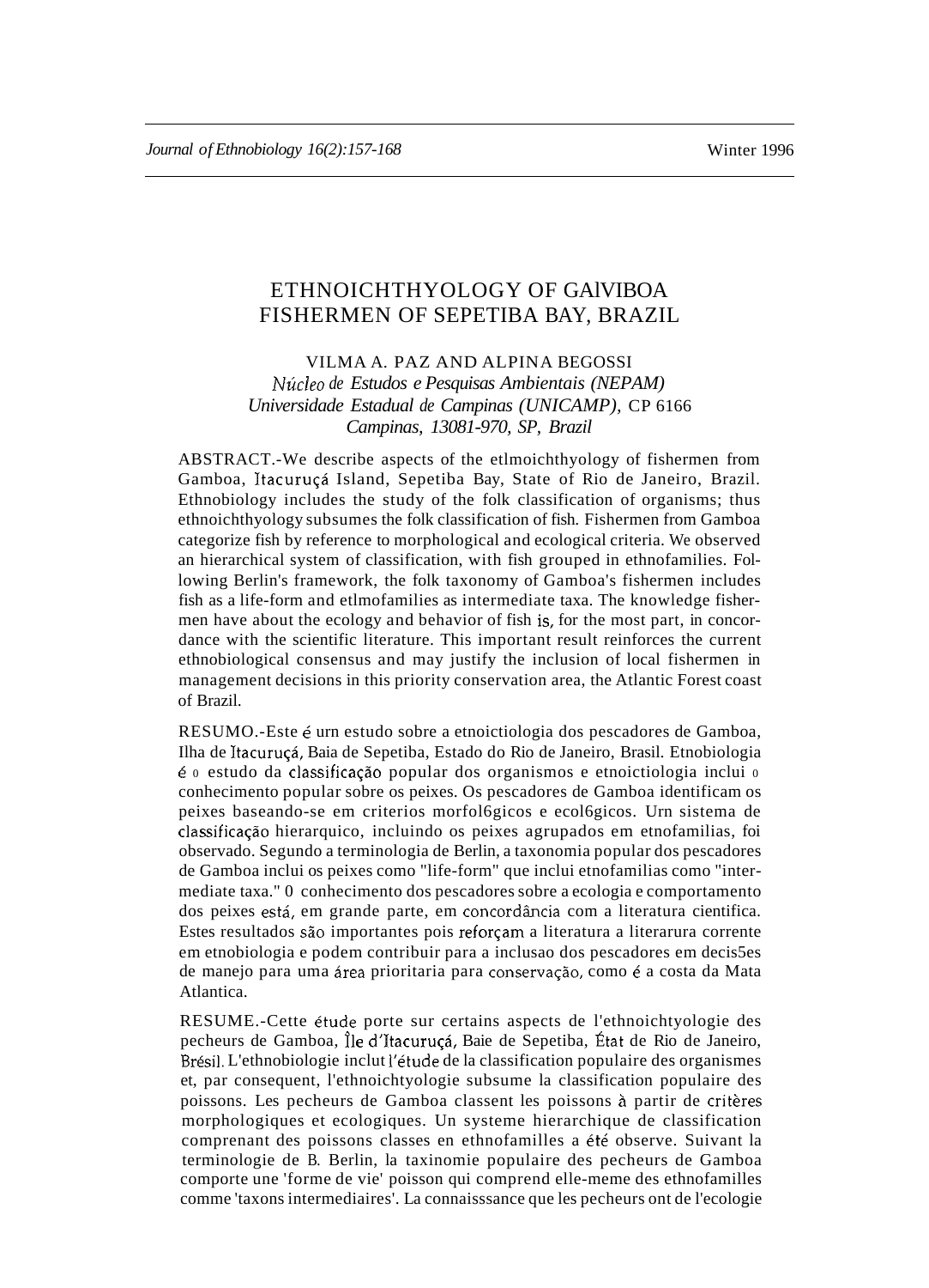# ETHNOICHTHYOLOGY OF GAlVIBOA FISHERMEN OF SEPETIBA BAY, BRAZIL

VILMA A. PAZ AND ALPINA BEGOSSI

*Núcleo de Estudos e Pesquisas Ambientais (NEPAM)*
*Universidade Estadual de Campinas (UNICAMP),* CP 6166
*Campinas, 13081-970, SP, Brazil*

ABSTRACT.-We describe aspects of the etlmoichthyology of fishermen from Gamboa, Itacuruçá Island, Sepetiba Bay, State of Rio de Janeiro, Brazil. Ethnobiology includes the study of the folk classification of organisms; thus ethnoichthyology subsumes the folk classification of fish. Fishermen from Gamboa categorize fish by reference to morphological and ecological criteria. We observed an hierarchical system of classification, with fish grouped in ethnofamilies. Following Berlin's framework, the folk taxonomy of Gamboa's fishermen includes fish as a life-form and etlmofamilies as intermediate taxa. The knowledge fishermen have about the ecology and behavior of fish is, for the most part, in concordance with the scientific literature. This important result reinforces the current ethnobiological consensus and may justify the inclusion of local fishermen in management decisions in this priority conservation area, the Atlantic Forest coast of Brazil.

RESUMO.-Este é urn estudo sobre a etnoictiologia dos pescadores de Gamboa, Ilha de Itacuruçá, Baia de Sepetiba, Estado do Rio de Janeiro, Brasil. Etnobiologia é o estudo da classificação popular dos organismos e etnoictiologia inclui o conhecimento popular sobre os peixes. Os pescadores de Gamboa identificam os peixes baseando-se em criterios morfol6gicos e ecol6gicos. Urn sistema de classificação hierarquico, incluindo os peixes agrupados em etnofamilias, foi observado. Segundo a terminologia de Berlin, a taxonomia popular dos pescadores de Gamboa inclui os peixes como "life-form" que inclui etnofamilias como "intermediate taxa." 0 conhecimento dos pescadores sobre a ecologia e comportamento dos peixes está, em grande parte, em concordância com a literatura cientifica. Estes resultados são importantes pois reforçam a literatura a literarura corrente em etnobiologia e podem contribuir para a inclusao dos pescadores em decis5es de manejo para uma área prioritaria para conservação, como é a costa da Mata Atlantica.

RESUME.-Cette étude porte sur certains aspects de l'ethnoichtyologie des pecheurs de Gamboa, Île d'Itacuruçá, Baie de Sepetiba, État de Rio de Janeiro, Brésil. L'ethnobiologie inclut l'étude de la classification populaire des organismes et, par consequent, l'ethnoichtyologie subsume la classification populaire des poissons. Les pecheurs de Gamboa classent les poissons à partir de critères morphologiques et ecologiques. Un systeme hierarchique de classification comprenant des poissons classes en ethnofamilles a été observe. Suivant la terminologie de B. Berlin, la taxinomie populaire des pecheurs de Gamboa comporte une 'forme de vie' poisson qui comprend elle-meme des ethnofamilles comme 'taxons intermediaires'. La connaisssance que les pecheurs ont de l'ecologie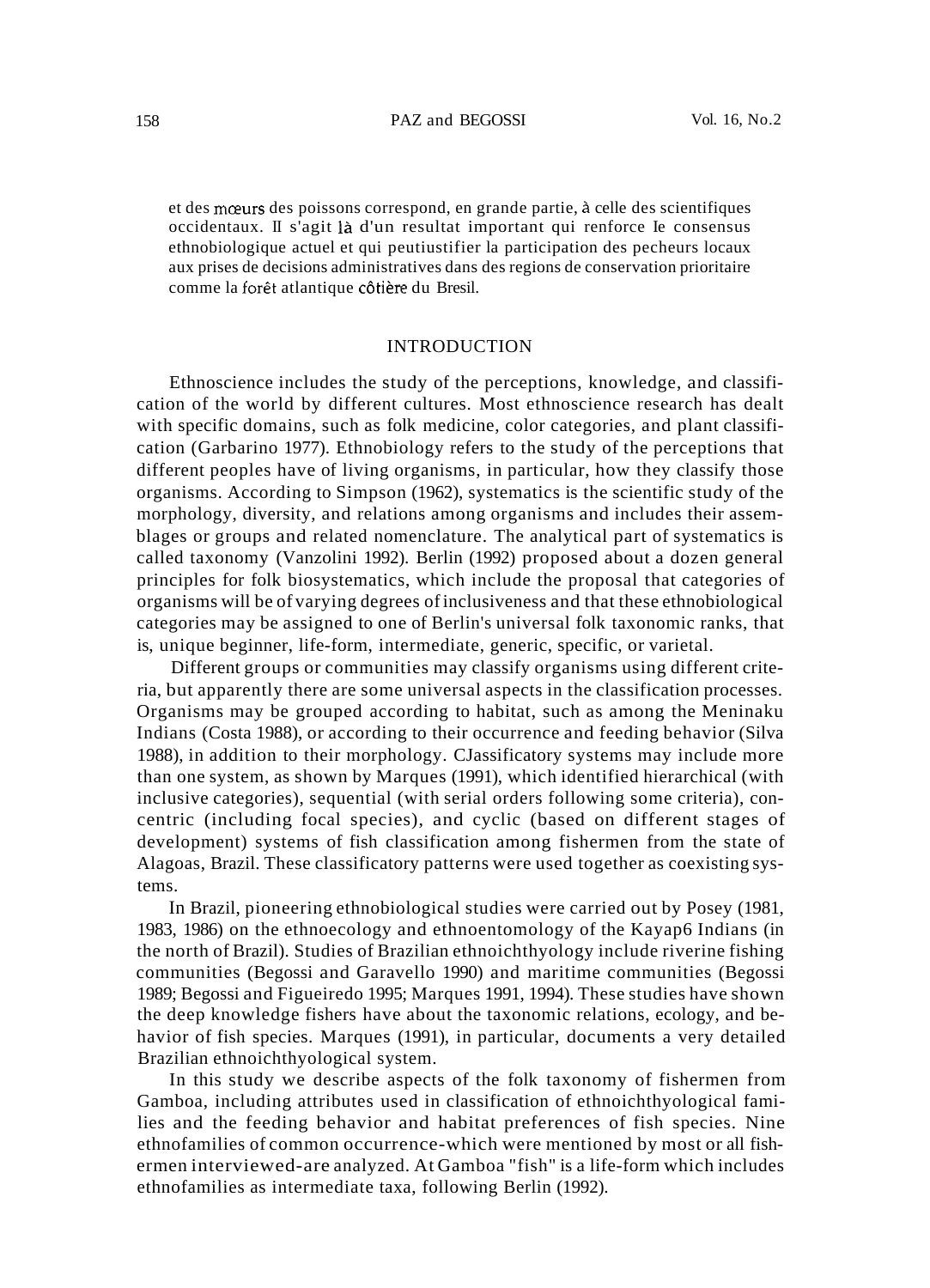et des mœurs des poissons correspond, en grande partie, à celle des scientifiques occidentaux. Il s'agit là d'un resultat important qui renforce le consensus ethnobiologique actuel et qui peutiustifier la participation des pecheurs locaux aux prises de decisions administratives dans des regions de conservation prioritaire comme la forêt atlantique côtière du Bresil.

## INTRODUCTION

Ethnoscience includes the study of the perceptions, knowledge, and classification of the world by different cultures. Most ethnoscience research has dealt with specific domains, such as folk medicine, color categories, and plant classification (Garbarino 1977). Ethnobiology refers to the study of the perceptions that different peoples have of living organisms, in particular, how they classify those organisms. According to Simpson (1962), systematics is the scientific study of the morphology, diversity, and relations among organisms and includes their assemblages or groups and related nomenclature. The analytical part of systematics is called taxonomy (Vanzolini 1992). Berlin (1992) proposed about a dozen general principles for folk biosystematics, which include the proposal that categories of organisms will be of varying degrees of inclusiveness and that these ethnobiological categories may be assigned to one of Berlin's universal folk taxonomic ranks, that is, unique beginner, life-form, intermediate, generic, specific, or varietal.

Different groups or communities may classify organisms using different criteria, but apparently there are some universal aspects in the classification processes. Organisms may be grouped according to habitat, such as among the Meninaku Indians (Costa 1988), or according to their occurrence and feeding behavior (Silva 1988), in addition to their morphology. CJassificatory systems may include more than one system, as shown by Marques (1991), which identified hierarchical (with inclusive categories), sequential (with serial orders following some criteria), concentric (including focal species), and cyclic (based on different stages of development) systems of fish classification among fishermen from the state of Alagoas, Brazil. These classificatory patterns were used together as coexisting systems.

In Brazil, pioneering ethnobiological studies were carried out by Posey (1981, 1983, 1986) on the ethnoecology and ethnoentomology of the Kayap6 Indians (in the north of Brazil). Studies of Brazilian ethnoichthyology include riverine fishing communities (Begossi and Garavello 1990) and maritime communities (Begossi 1989; Begossi and Figueiredo 1995; Marques 1991, 1994). These studies have shown the deep knowledge fishers have about the taxonomic relations, ecology, and behavior of fish species. Marques (1991), in particular, documents a very detailed Brazilian ethnoichthyological system.

In this study we describe aspects of the folk taxonomy of fishermen from Gamboa, including attributes used in classification of ethnoichthyological families and the feeding behavior and habitat preferences of fish species. Nine ethnofamilies of common occurrence-which were mentioned by most or all fishermen interviewed-are analyzed. At Gamboa "fish" is a life-form which includes ethnofamilies as intermediate taxa, following Berlin (1992).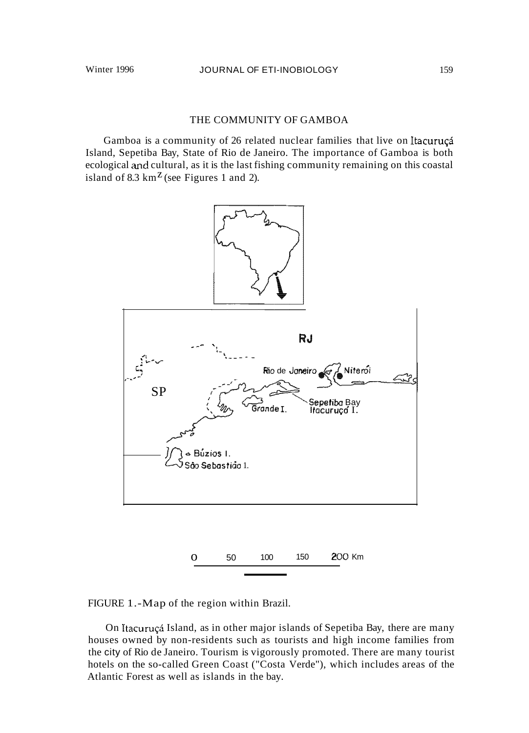## THE COMMUNITY OF GAMBOA

Gamboa is a community of 26 related nuclear families that live on Itacuruçá Island, Sepetiba Bay, State of Rio de Janeiro. The importance of Gamboa is both ecological and cultural, as it is the last fishing community remaining on this coastal island of 8.3 $km^2$ (see Figures 1 and 2).

FIGURE 1.-Map of the region within Brazil.

On Itacuruçá Island, as in other major islands of Sepetiba Bay, there are many houses owned by non-residents such as tourists and high income families from the city of Rio de Janeiro. Tourism is vigorously promoted. There are many tourist hotels on the so-called Green Coast ("Costa Verde"), which includes areas of the Atlantic Forest as well as islands in the bay.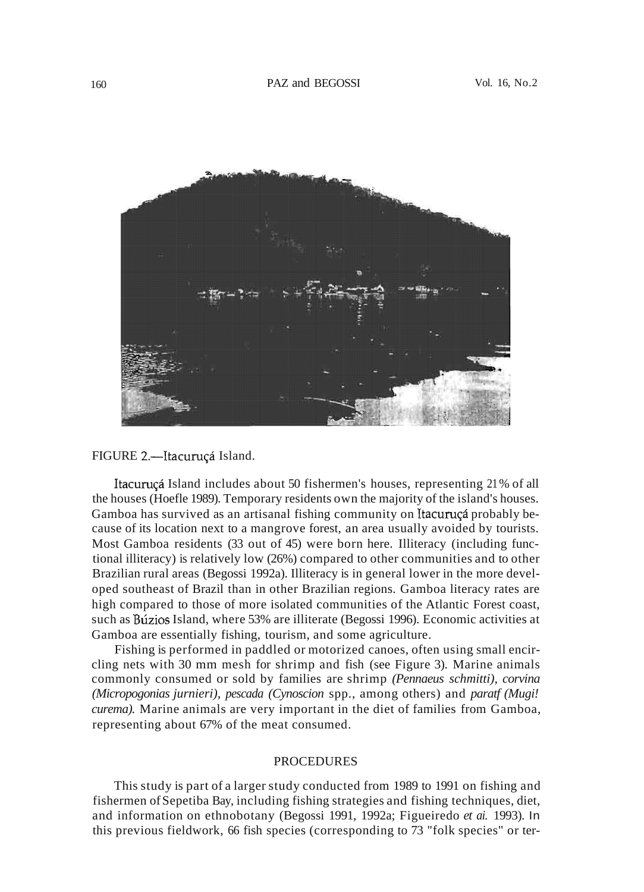FIGURE 2.—Itacuruçá Island.

Itacuruçá Island includes about 50 fishermen's houses, representing 21% of all the houses (Hoefle 1989). Temporary residents own the majority of the island's houses. Gamboa has survived as an artisanal fishing community on Itacuruçá probably because of its location next to a mangrove forest, an area usually avoided by tourists. Most Gamboa residents (33 out of 45) were born here. Illiteracy (including functional illiteracy) is relatively low (26%) compared to other communities and to other Brazilian rural areas (Begossi 1992a). Illiteracy is in general lower in the more developed southeast of Brazil than in other Brazilian regions. Gamboa literacy rates are high compared to those of more isolated communities of the Atlantic Forest coast, such as Búzios Island, where 53% are illiterate (Begossi 1996). Economic activities at Gamboa are essentially fishing, tourism, and some agriculture.

Fishing is performed in paddled or motorized canoes, often using small encircling nets with 30 mm mesh for shrimp and fish (see Figure 3). Marine animals commonly consumed or sold by families are shrimp *(Pennaeus schmitti), corvina (Micropogonias jurnieri), pescada (Cynoscion* spp., among others) and *paratf (Mugi! curema).* Marine animals are very important in the diet of families from Gamboa, representing about 67% of the meat consumed.

## PROCEDURES

This study is part of a larger study conducted from 1989 to 1991 on fishing and fishermen of Sepetiba Bay, including fishing strategies and fishing techniques, diet, and information on ethnobotany (Begossi 1991, 1992a; Figueiredo *et ai.* 1993). In this previous fieldwork, 66 fish species (corresponding to 73 "folk species" or ter-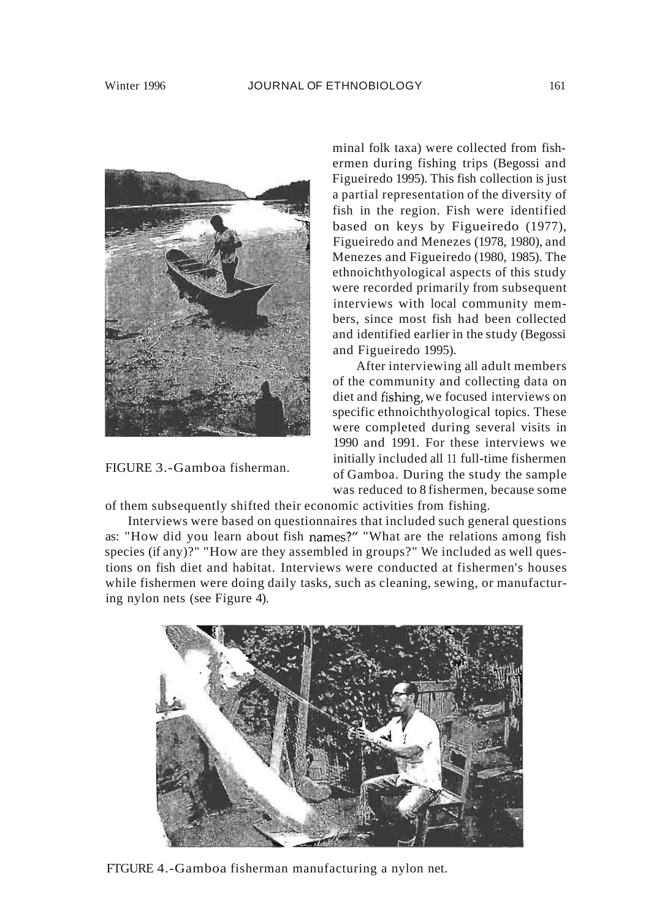minal folk taxa) were collected from fishermen during fishing trips (Begossi and Figueiredo 1995). This fish collection is just a partial representation of the diversity of fish in the region. Fish were identified based on keys by Figueiredo (1977), Figueiredo and Menezes (1978, 1980), and Menezes and Figueiredo (1980, 1985). The ethnoichthyological aspects of this study were recorded primarily from subsequent interviews with local community members, since most fish had been collected and identified earlier in the study (Begossi and Figueiredo 1995).

FIGURE 3.-Gamboa fisherman.

After interviewing all adult members of the community and collecting data on diet and fishing, we focused interviews on specific ethnoichthyological topics. These were completed during several visits in 1990 and 1991. For these interviews we initially included all 11 full-time fishermen of Gamboa. During the study the sample was reduced to 8 fishermen, because some of them subsequently shifted their economic activities from fishing.

Interviews were based on questionnaires that included such general questions as: "How did you learn about fish names?" "What are the relations among fish species (if any)?" "How are they assembled in groups?" We included as well questions on fish diet and habitat. Interviews were conducted at fishermen's houses while fishermen were doing daily tasks, such as cleaning, sewing, or manufacturing nylon nets (see Figure 4).

FIGURE 4.-Gamboa fisherman manufacturing a nylon net.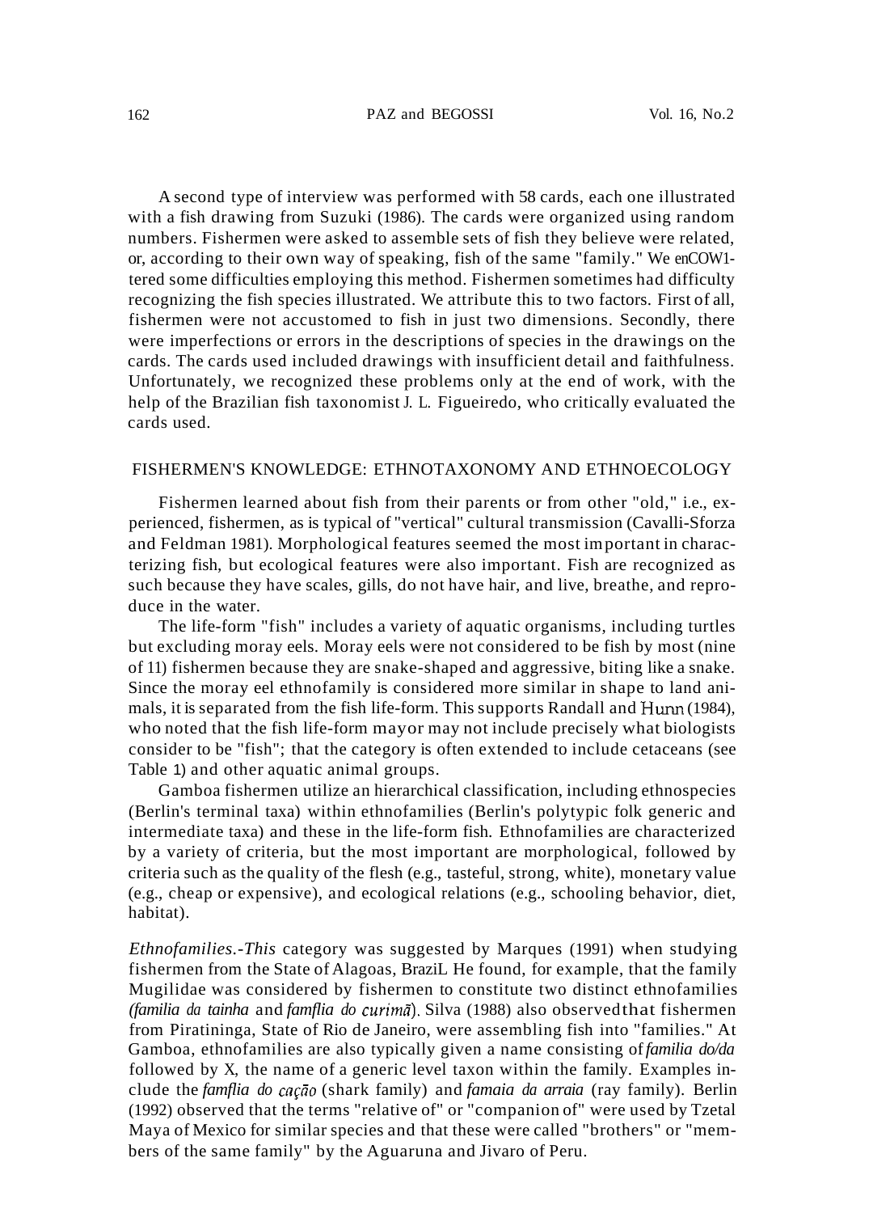A second type of interview was performed with 58 cards, each one illustrated with a fish drawing from Suzuki (1986). The cards were organized using random numbers. Fishermen were asked to assemble sets of fish they believe were related, or, according to their own way of speaking, fish of the same "family." We enCOW1-tered some difficulties employing this method. Fishermen sometimes had difficulty recognizing the fish species illustrated. We attribute this to two factors. First of all, fishermen were not accustomed to fish in just two dimensions. Secondly, there were imperfections or errors in the descriptions of species in the drawings on the cards. The cards used included drawings with insufficient detail and faithfulness. Unfortunately, we recognized these problems only at the end of work, with the help of the Brazilian fish taxonomist J. L. Figueiredo, who critically evaluated the cards used.

## FISHERMEN'S KNOWLEDGE: ETHNOTAXONOMY AND ETHNOECOLOGY

Fishermen learned about fish from their parents or from other "old," i.e., experienced, fishermen, as is typical of "vertical" cultural transmission (Cavalli-Sforza and Feldman 1981). Morphological features seemed the most important in characterizing fish, but ecological features were also important. Fish are recognized as such because they have scales, gills, do not have hair, and live, breathe, and reproduce in the water.

The life-form "fish" includes a variety of aquatic organisms, including turtles but excluding moray eels. Moray eels were not considered to be fish by most (nine of 11) fishermen because they are snake-shaped and aggressive, biting like a snake. Since the moray eel ethnofamily is considered more similar in shape to land animals, it is separated from the fish life-form. This supports Randall and Hunn (1984), who noted that the fish life-form mayor may not include precisely what biologists consider to be "fish"; that the category is often extended to include cetaceans (see Table 1) and other aquatic animal groups.

Gamboa fishermen utilize an hierarchical classification, including ethnospecies (Berlin's terminal taxa) within ethnofamilies (Berlin's polytypic folk generic and intermediate taxa) and these in the life-form fish. Ethnofamilies are characterized by a variety of criteria, but the most important are morphological, followed by criteria such as the quality of the flesh (e.g., tasteful, strong, white), monetary value (e.g., cheap or expensive), and ecological relations (e.g., schooling behavior, diet, habitat).

*Ethnofamilies.-This* category was suggested by Marques (1991) when studying fishermen from the State of Alagoas, BraziL He found, for example, that the family Mugilidae was considered by fishermen to constitute two distinct ethnofamilies *(familia da tainha* and *famflia do curimã*). Silva (1988) also observed that fishermen from Piratininga, State of Rio de Janeiro, were assembling fish into "families." At Gamboa, ethnofamilies are also typically given a name consisting of *familia do/da* followed by X, the name of a generic level taxon within the family. Examples include the *famflia do cação* (shark family) and *famaia da arraia* (ray family). Berlin (1992) observed that the terms "relative of" or "companion of" were used by Tzetal Maya of Mexico for similar species and that these were called "brothers" or "members of the same family" by the Aguaruna and Jivaro of Peru.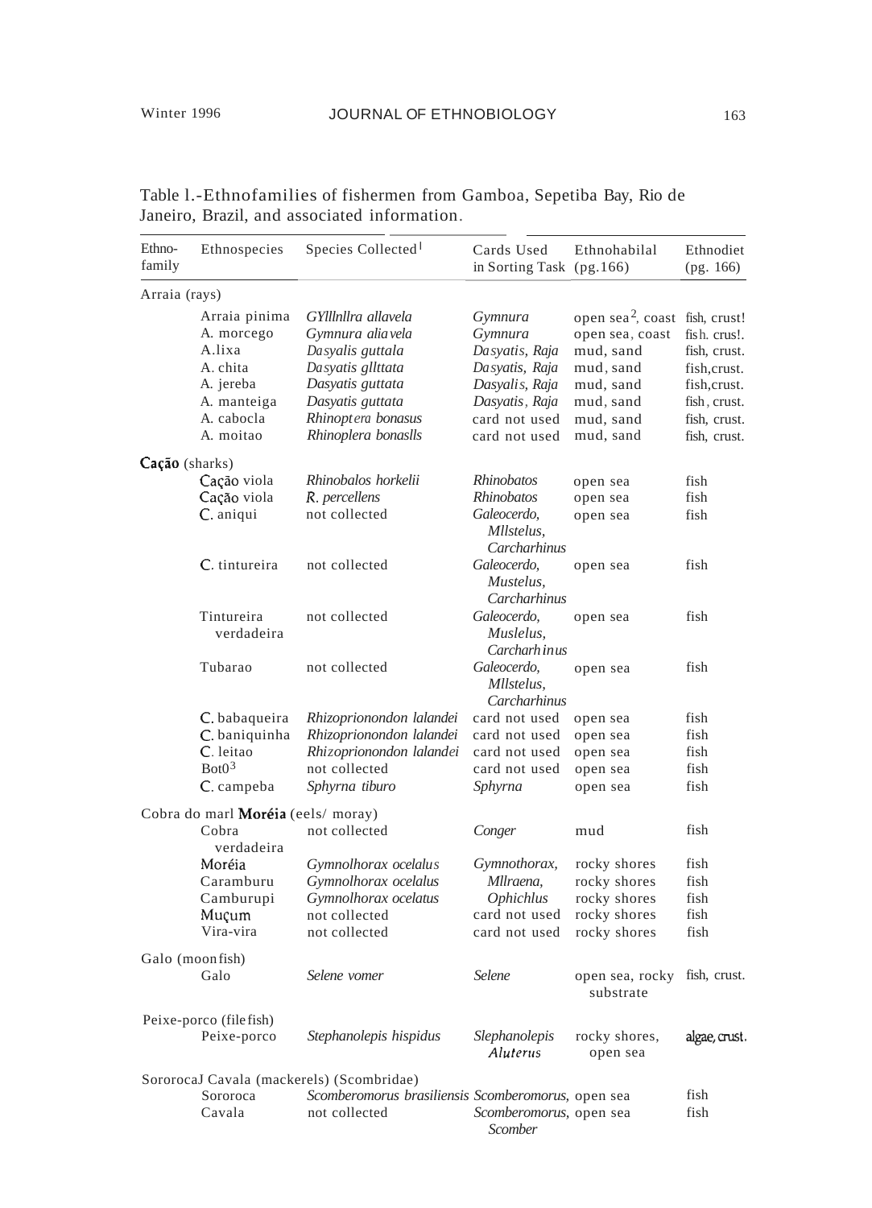Table l.-Ethnofamilies of fishermen from Gamboa, Sepetiba Bay, Rio de Janeiro, Brazil, and associated information.

| Ethno-family | Ethnospecies | Species Collected[1] | Cards Used in Sorting Task | Ethnohabilal (pg.166) | Ethnodiet (pg. 166) |
|---|---|---|---|---|---|
| Arraia (rays) | | | | | |
| | Arraia pinima | *GYlllnllra allavela* | *Gymnura* | open sea[2], coast | fish, crust! |
| | A. morcego | *Gymnura alia vela* | *Gymnura* | open sea, coast | fish. crus!. |
| | A.lixa | *Dasyalis guttala* | *Dasyatis, Raja* | mud, sand | fish, crust. |
| | A. chita | *Dasyatis gllttata* | *Dasyatis, Raja* | mud, sand | fish,crust. |
| | A. jereba | *Dasyatis guttata* | *Dasyalis, Raja* | mud, sand | fish,crust. |
| | A. manteiga | *Dasyatis guttata* | *Dasyatis, Raja* | mud, sand | fish, crust. |
| | A. cabocla | *Rhinoptera bonasus* | card not used | mud, sand | fish, crust. |
| | A. moitao | *Rhinoplera bonaslls* | card not used | mud, sand | fish, crust. |
| Cação (sharks) | | | | | |
| | Cação viola | *Rhinobalos horkelii* | *Rhinobatos* | open sea | fish |
| | Cação viola | *R. percellens* | *Rhinobatos* | open sea | fish |
| | C. aniqui | not collected | *Galeocerdo, Mllstelus, Carcharhinus* | open sea | fish |
| | C. tintureira | not collected | *Galeocerdo, Mustelus, Carcharhinus* | open sea | fish |
| | Tintureira verdadeira | not collected | *Galeocerdo, Muslelus, Carcharhinus* | open sea | fish |
| | Tubarao | not collected | *Galeocerdo, Mllstelus, Carcharhinus* | open sea | fish |
| | C. babaqueira | *Rhizoprionondon lalandei* | card not used | open sea | fish |
| | C. baniquinha | *Rhizoprionondon lalandei* | card not used | open sea | fish |
| | C. leitao | *Rhizoprionondon lalandei* | card not used | open sea | fish |
| | Bot0[3] | not collected | card not used | open sea | fish |
| | C. campeba | *Sphyrna tiburo* | *Sphyrna* | open sea | fish |
| Cobra do marl Moréia (eels/ moray) | | | | | |
| | Cobra verdadeira | not collected | *Conger* | mud | fish |
| | Moréia | *Gymnolhorax ocelalus* | *Gymnothorax,* | rocky shores | fish |
| | Caramburu | *Gymnolhorax ocelalus* | *Mllraena,* | rocky shores | fish |
| | Camburupi | *Gymnolhorax ocelatus* | *Ophichlus* | rocky shores | fish |
| | Muçum | not collected | card not used | rocky shores | fish |
| | Vira-vira | not collected | card not used | rocky shores | fish |
| Galo (moonfish) | | | | | |
| | Galo | *Selene vomer* | *Selene* | open sea, rocky substrate | fish, crust. |
| Peixe-porco (filefish) | | | | | |
| | Peixe-porco | *Stephanolepis hispidus* | *Slephanolepis Aluterus* | rocky shores, open sea | algae, crust. |
| SororocaJ Cavala (mackerels) (Scombridae) | | | | | |
| | Sororoca | *Scomberomorus brasiliensis* | *Scomberomorus,* | open sea | fish |
| | Cavala | not collected | *Scomberomorus, Scomber* | open sea | fish |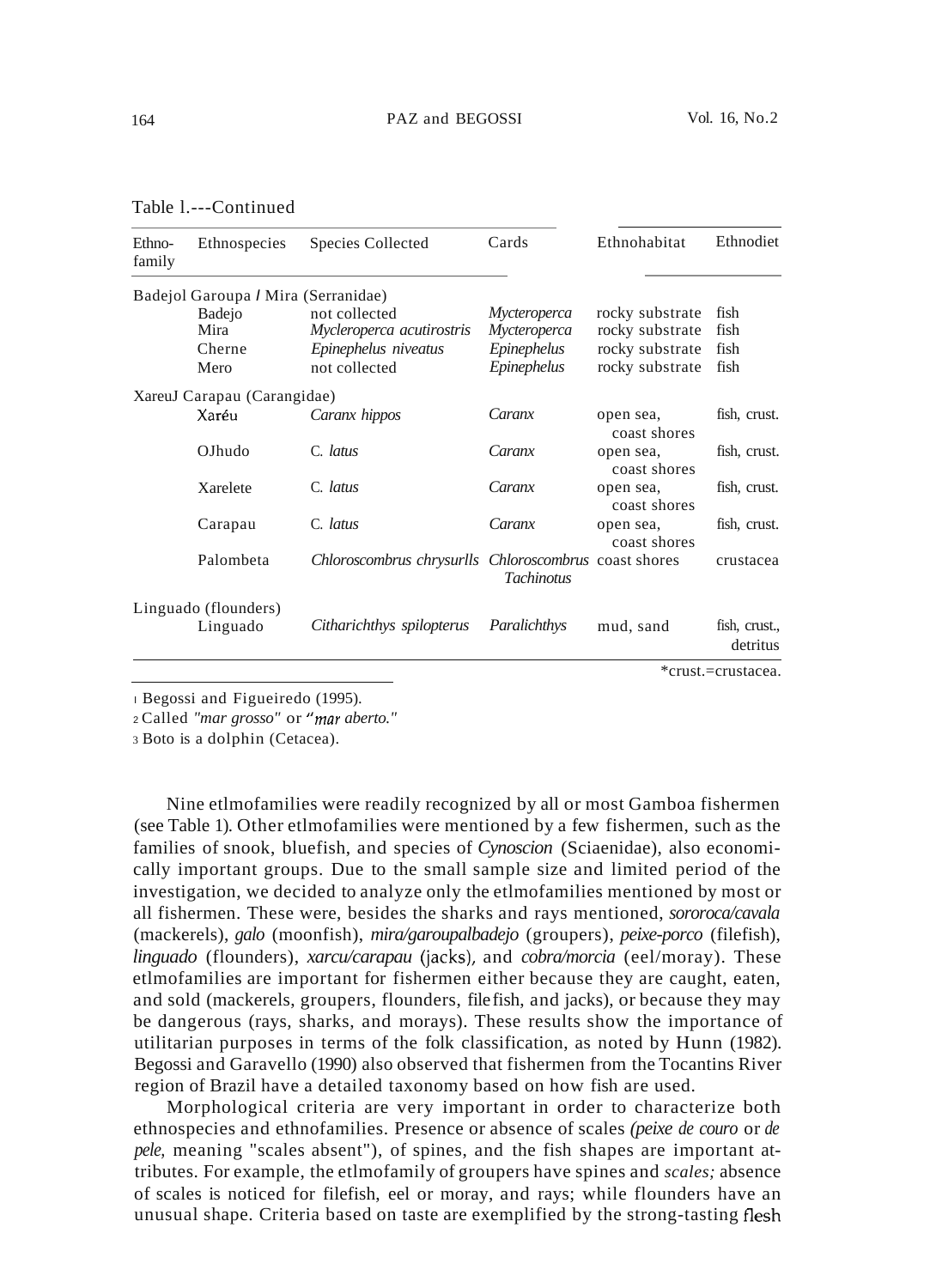Table 1.---Continued

| Ethno-family | Ethnospecies | Species Collected | Cards | Ethnohabitat | Ethnodiet |
|---|---|---|---|---|---|
| Badejol Garoupa / Mira (Serranidae) | | | | | |
| | Badejo | not collected | *Mycteroperca* | rocky substrate | fish |
| | Mira | *Mycleroperca acutirostris* | *Mycteroperca* | rocky substrate | fish |
| | Cherne | *Epinephelus niveatus* | *Epinephelus* | rocky substrate | fish |
| | Mero | not collected | *Epinephelus* | rocky substrate | fish |
| XareuJ Carapau (Carangidae) | | | | | |
| | Xaréu | *Caranx hippos* | *Caranx* | open sea, coast shores | fish, crust. |
| | OJhudo | *C. latus* | *Caranx* | open sea, coast shores | fish, crust. |
| | Xarelete | *C. latus* | *Caranx* | open sea, coast shores | fish, crust. |
| | Carapau | *C. latus* | *Caranx* | open sea, coast shores | fish, crust. |
| | Palombeta | *Chloroscombrus chrysurlls* | *Chloroscombrus Tachinotus* | coast shores | crustacea |
| Linguado (flounders) | | | | | |
| | Linguado | *Citharichthys spilopterus* | *Paralichthys* | mud, sand | fish, crust., detritus |

*crust.=crustacea.

[1] Begossi and Figueiredo (1995).

[2] Called *"mar grosso"* or *"mar aberto."*

[3] Boto is a dolphin (Cetacea).

Nine etlmofamilies were readily recognized by all or most Gamboa fishermen (see Table 1). Other etlmofamilies were mentioned by a few fishermen, such as the families of snook, bluefish, and species of *Cynoscion* (Sciaenidae), also economically important groups. Due to the small sample size and limited period of the investigation, we decided to analyze only the etlmofamilies mentioned by most or all fishermen. These were, besides the sharks and rays mentioned, *sororoca/cavala* (mackerels), *galo* (moonfish), *mira/garoupalbadejo* (groupers), *peixe-porco* (filefish), *linguado* (flounders), *xarcu/carapau* (jacks), and *cobra/morcia* (eel/moray). These etlmofamilies are important for fishermen either because they are caught, eaten, and sold (mackerels, groupers, flounders, filefish, and jacks), or because they may be dangerous (rays, sharks, and morays). These results show the importance of utilitarian purposes in terms of the folk classification, as noted by Hunn (1982). Begossi and Garavello (1990) also observed that fishermen from the Tocantins River region of Brazil have a detailed taxonomy based on how fish are used.

Morphological criteria are very important in order to characterize both ethnospecies and ethnofamilies. Presence or absence of scales *(peixe de couro* or *de pele,* meaning "scales absent"), of spines, and the fish shapes are important attributes. For example, the etlmofamily of groupers have spines and *scales;* absence of scales is noticed for filefish, eel or moray, and rays; while flounders have an unusual shape. Criteria based on taste are exemplified by the strong-tasting flesh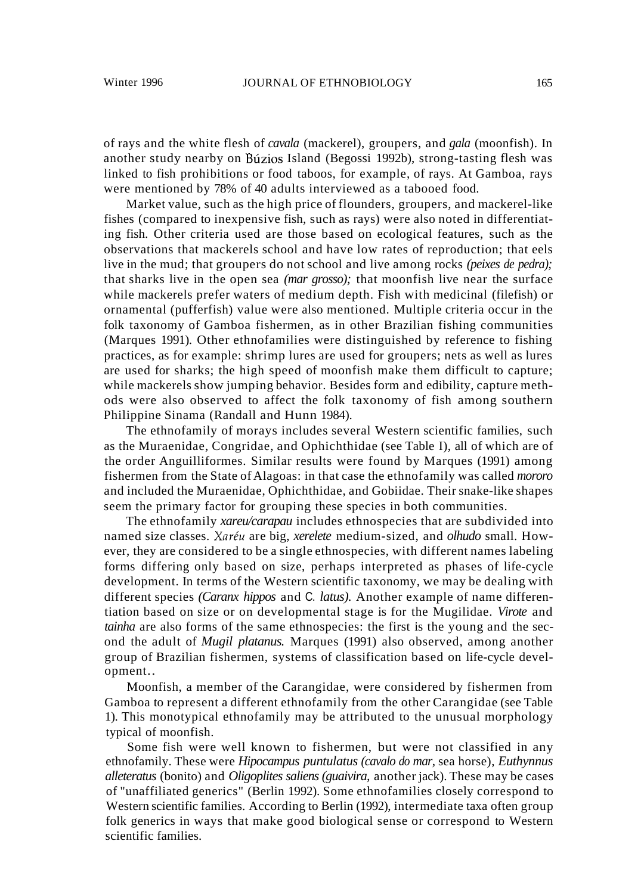of rays and the white flesh of *cavala* (mackerel), groupers, and *gala* (moonfish). In another study nearby on Búzios Island (Begossi 1992b), strong-tasting flesh was linked to fish prohibitions or food taboos, for example, of rays. At Gamboa, rays were mentioned by 78% of 40 adults interviewed as a tabooed food.

Market value, such as the high price of flounders, groupers, and mackerel-like fishes (compared to inexpensive fish, such as rays) were also noted in differentiating fish. Other criteria used are those based on ecological features, such as the observations that mackerels school and have low rates of reproduction; that eels live in the mud; that groupers do not school and live among rocks *(peixes de pedra);* that sharks live in the open sea *(mar grosso);* that moonfish live near the surface while mackerels prefer waters of medium depth. Fish with medicinal (filefish) or ornamental (pufferfish) value were also mentioned. Multiple criteria occur in the folk taxonomy of Gamboa fishermen, as in other Brazilian fishing communities (Marques 1991). Other ethnofamilies were distinguished by reference to fishing practices, as for example: shrimp lures are used for groupers; nets as well as lures are used for sharks; the high speed of moonfish make them difficult to capture; while mackerels show jumping behavior. Besides form and edibility, capture methods were also observed to affect the folk taxonomy of fish among southern Philippine Sinama (Randall and Hunn 1984).

The ethnofamily of morays includes several Western scientific families, such as the Muraenidae, Congridae, and Ophichthidae (see Table I), all of which are of the order Anguilliformes. Similar results were found by Marques (1991) among fishermen from the State of Alagoas: in that case the ethnofamily was called *mororo* and included the Muraenidae, Ophichthidae, and Gobiidae. Their snake-like shapes seem the primary factor for grouping these species in both communities.

The ethnofamily *xareu/carapau* includes ethnospecies that are subdivided into named size classes. *Xaréu* are big, *xerelete* medium-sized, and *olhudo* small. However, they are considered to be a single ethnospecies, with different names labeling forms differing only based on size, perhaps interpreted as phases of life-cycle development. In terms of the Western scientific taxonomy, we may be dealing with different species *(Caranx hippos* and *C. latus).* Another example of name differentiation based on size or on developmental stage is for the Mugilidae. *Virote* and *tainha* are also forms of the same ethnospecies: the first is the young and the second the adult of *Mugil platanus.* Marques (1991) also observed, among another group of Brazilian fishermen, systems of classification based on life-cycle development..

Moonfish, a member of the Carangidae, were considered by fishermen from Gamboa to represent a different ethnofamily from the other Carangidae (see Table 1). This monotypical ethnofamily may be attributed to the unusual morphology typical of moonfish.

Some fish were well known to fishermen, but were not classified in any ethnofamily. These were *Hipocampus puntulatus (cavalo do mar,* sea horse), *Euthynnus alleteratus* (bonito) and *Oligoplites saliens (guaivira,* another jack). These may be cases of "unaffiliated generics" (Berlin 1992). Some ethnofamilies closely correspond to Western scientific families. According to Berlin (1992), intermediate taxa often group folk generics in ways that make good biological sense or correspond to Western scientific families.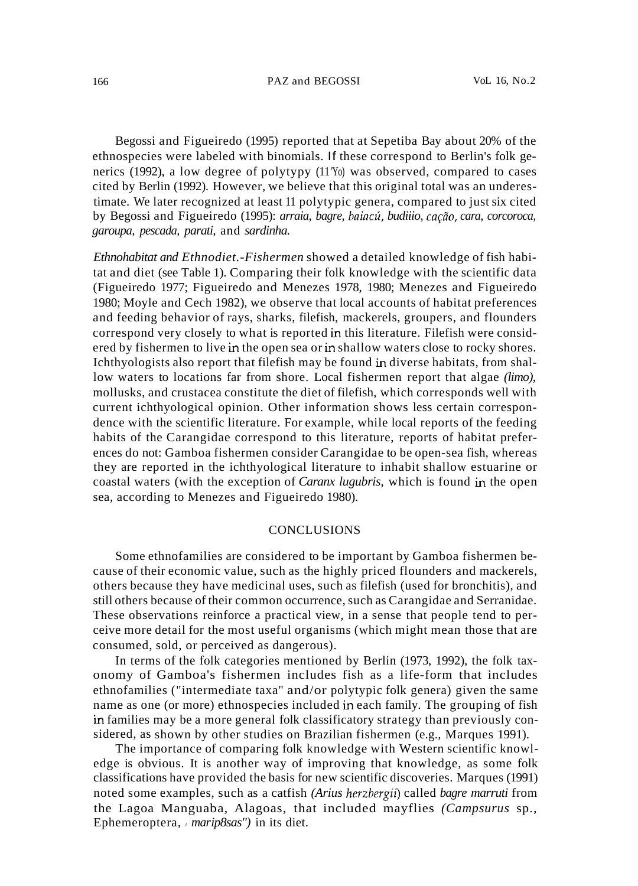Begossi and Figueiredo (1995) reported that at Sepetiba Bay about 20% of the ethnospecies were labeled with binomials. If these correspond to Berlin's folk generics (1992), a low degree of polytypy (11%) was observed, compared to cases cited by Berlin (1992). However, we believe that this original total was an underestimate. We later recognized at least 11 polytypic genera, compared to just six cited by Begossi and Figueiredo (1995): *arraia, bagre, baiacú, budiiio, cação, cara, corcoroca, garoupa, pescada, parati,* and *sardinha.*

*Ethnohabitat and Ethnodiet.*-Fishermen showed a detailed knowledge of fish habitat and diet (see Table 1). Comparing their folk knowledge with the scientific data (Figueiredo 1977; Figueiredo and Menezes 1978, 1980; Menezes and Figueiredo 1980; Moyle and Cech 1982), we observe that local accounts of habitat preferences and feeding behavior of rays, sharks, filefish, mackerels, groupers, and flounders correspond very closely to what is reported in this literature. Filefish were considered by fishermen to live in the open sea or in shallow waters close to rocky shores. Ichthyologists also report that filefish may be found in diverse habitats, from shallow waters to locations far from shore. Local fishermen report that algae *(limo),* mollusks, and crustacea constitute the diet of filefish, which corresponds well with current ichthyological opinion. Other information shows less certain correspondence with the scientific literature. For example, while local reports of the feeding habits of the Carangidae correspond to this literature, reports of habitat preferences do not: Gamboa fishermen consider Carangidae to be open-sea fish, whereas they are reported in the ichthyological literature to inhabit shallow estuarine or coastal waters (with the exception of *Caranx lugubris,* which is found in the open sea, according to Menezes and Figueiredo 1980).

## CONCLUSIONS

Some ethnofamilies are considered to be important by Gamboa fishermen because of their economic value, such as the highly priced flounders and mackerels, others because they have medicinal uses, such as filefish (used for bronchitis), and still others because of their common occurrence, such as Carangidae and Serranidae. These observations reinforce a practical view, in a sense that people tend to perceive more detail for the most useful organisms (which might mean those that are consumed, sold, or perceived as dangerous).

In terms of the folk categories mentioned by Berlin (1973, 1992), the folk taxonomy of Gamboa's fishermen includes fish as a life-form that includes ethnofamilies ("intermediate taxa" and/or polytypic folk genera) given the same name as one (or more) ethnospecies included in each family. The grouping of fish in families may be a more general folk classificatory strategy than previously considered, as shown by other studies on Brazilian fishermen (e.g., Marques 1991).

The importance of comparing folk knowledge with Western scientific knowledge is obvious. It is another way of improving that knowledge, as some folk classifications have provided the basis for new scientific discoveries. Marques (1991) noted some examples, such as a catfish *(Arius herzbergii)* called *bagre marruti* from the Lagoa Manguaba, Alagoas, that included mayflies *(Campsurus* sp., Ephemeroptera, *"marip8sas")* in its diet.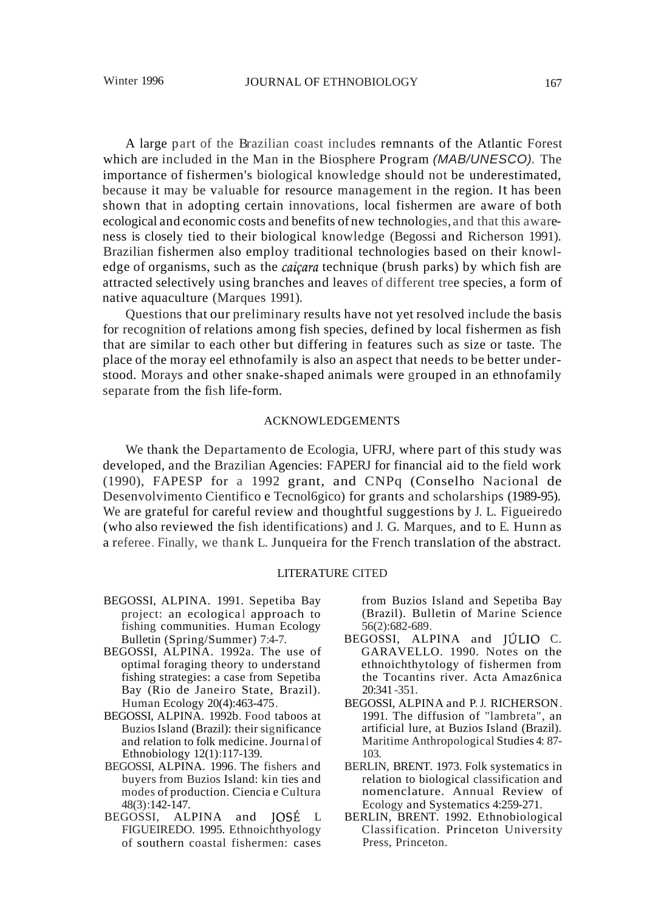A large part of the Brazilian coast includes remnants of the Atlantic Forest which are included in the Man in the Biosphere Program *(MAB/UNESCO).* The importance of fishermen's biological knowledge should not be underestimated, because it may be valuable for resource management in the region. It has been shown that in adopting certain innovations, local fishermen are aware of both ecological and economic costs and benefits of new technologies, and that this awareness is closely tied to their biological knowledge (Begossi and Richerson 1991). Brazilian fishermen also employ traditional technologies based on their knowledge of organisms, such as the *caiçara* technique (brush parks) by which fish are attracted selectively using branches and leaves of different tree species, a form of native aquaculture (Marques 1991).

Questions that our preliminary results have not yet resolved include the basis for recognition of relations among fish species, defined by local fishermen as fish that are similar to each other but differing in features such as size or taste. The place of the moray eel ethnofamily is also an aspect that needs to be better understood. Morays and other snake-shaped animals were grouped in an ethnofamily separate from the fish life-form.

## ACKNOWLEDGEMENTS

We thank the Departamento de Ecologia, UFRJ, where part of this study was developed, and the Brazilian Agencies: FAPERJ for financial aid to the field work (1990), FAPESP for a 1992 grant, and CNPq (Conselho Nacional de Desenvolvimento Cientifico e Tecnol6gico) for grants and scholarships (1989-95). We are grateful for careful review and thoughtful suggestions by J. L. Figueiredo (who also reviewed the fish identifications) and J. G. Marques, and to E. Hunn as a referee. Finally, we thank L. Junqueira for the French translation of the abstract.

## LITERATURE CITED

BEGOSSI, ALPINA. 1991. Sepetiba Bay project: an ecological approach to fishing communities. Human Ecology Bulletin (Spring/Summer) 7:4-7.

BEGOSSI, ALPINA. 1992a. The use of optimal foraging theory to understand fishing strategies: a case from Sepetiba Bay (Rio de Janeiro State, Brazil). Human Ecology 20(4):463-475.

BEGOSSI, ALPINA. 1992b. Food taboos at Buzios Island (Brazil): their significance and relation to folk medicine. Journal of Ethnobiology 12(1):117-139.

BEGOSSI, ALPINA. 1996. The fishers and buyers from Buzios Island: kin ties and modes of production. Ciencia e Cultura 48(3):142-147.

BEGOSSI, ALPINA and JOSÉ L FIGUEIREDO. 1995. Ethnoichthyology of southern coastal fishermen: cases from Buzios Island and Sepetiba Bay (Brazil). Bulletin of Marine Science 56(2):682-689.

BEGOSSI, ALPINA and JÚLIO C. GARAVELLO. 1990. Notes on the ethnoichthytology of fishermen from the Tocantins river. Acta Amaz6nica 20:341-351.

BEGOSSI, ALPINA and P. J. RICHERSON. 1991. The diffusion of "lambreta", an artificial lure, at Buzios Island (Brazil). Maritime Anthropological Studies 4: 87-103.

BERLIN, BRENT. 1973. Folk systematics in relation to biological classification and nomenclature. Annual Review of Ecology and Systematics 4:259-271.

BERLIN, BRENT. 1992. Ethnobiological Classification. Princeton University Press, Princeton.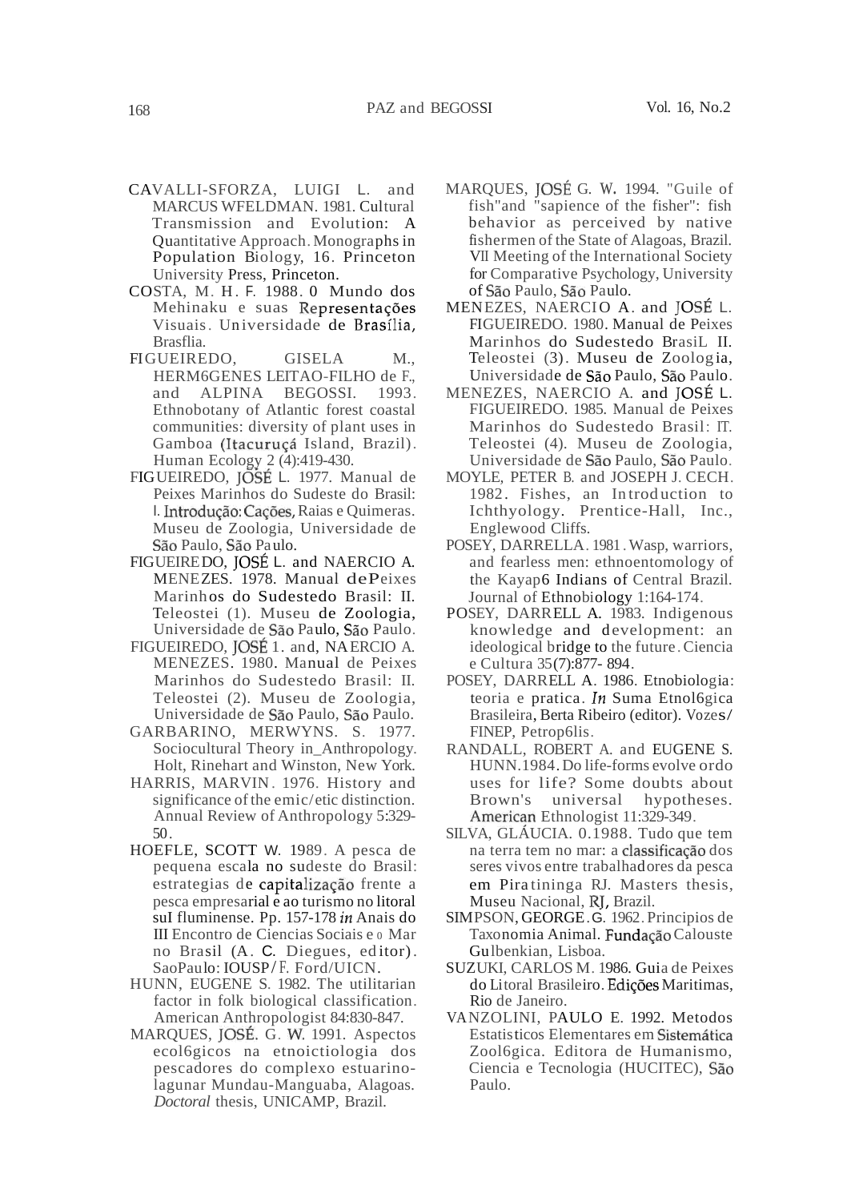CAVALLI-SFORZA, LUIGI L. and MARCUS WFELDMAN. 1981. Cultural Transmission and Evolution: A Quantitative Approach. Monographs in Population Biology, 16. Princeton University Press, Princeton.

COSTA, M. H. F. 1988. 0 Mundo dos Mehinaku e suas Representações Visuais. Universidade de Brasília, Brasflia.

FIGUEIREDO, GISELA M., HERM6GENES LEITAO-FILHO de F., and ALPINA BEGOSSI. 1993. Ethnobotany of Atlantic forest coastal communities: diversity of plant uses in Gamboa (Itacuruçá Island, Brazil). Human Ecology 2 (4):419-430.

FIGUEIREDO, JOSÉ L. 1977. Manual de Peixes Marinhos do Sudeste do Brasil: I. Introdução: Cações, Raias e Quimeras. Museu de Zoologia, Universidade de São Paulo, São Paulo.

FIGUEIREDO, JOSÉ L. and NAERCIO A. MENEZES. 1978. Manual dePeixes Marinhos do Sudestedo Brasil: II. Teleostei (1). Museu de Zoologia, Universidade de São Paulo, São Paulo.

FIGUEIREDO, JOSÉ 1. and, NAERCIO A. MENEZES. 1980. Manual de Peixes Marinhos do Sudestedo Brasil: II. Teleostei (2). Museu de Zoologia, Universidade de São Paulo, São Paulo.

GARBARINO, MERWYNS. S. 1977. Sociocultural Theory in_Anthropology. Holt, Rinehart and Winston, New York.

HARRIS, MARVIN. 1976. History and significance of the emic/etic distinction. Annual Review of Anthropology 5:329-50.

HOEFLE, SCOTT W. 1989. A pesca de pequena escala no sudeste do Brasil: estrategias de capitalização frente a pesca empresarial e ao turismo no litoral suI fluminense. Pp. 157-178 *in* Anais do III Encontro de Ciencias Sociais e o Mar no Brasil (A. C. Diegues, editor). SaoPaulo: IOUSP/F. Ford/UICN.

HUNN, EUGENE S. 1982. The utilitarian factor in folk biological classification. American Anthropologist 84:830-847.

MARQUES, JOSÉ. G. W. 1991. Aspectos ecol6gicos na etnoictiologia dos pescadores do complexo estuarino-lagunar Mundau-Manguaba, Alagoas. *Doctoral* thesis, UNICAMP, Brazil.

MARQUES, JOSÉ G. W. 1994. "Guile of fish"and "sapience of the fisher": fish behavior as perceived by native fishermen of the State of Alagoas, Brazil. VII Meeting of the International Society for Comparative Psychology, University of São Paulo, São Paulo.

MENEZES, NAERCIO A. and JOSÉ L. FIGUEIREDO. 1980. Manual de Peixes Marinhos do Sudestedo BrasiL II. Teleostei (3). Museu de Zoologia, Universidade de São Paulo, São Paulo.

MENEZES, NAERCIO A. and JOSÉ L. FIGUEIREDO. 1985. Manual de Peixes Marinhos do Sudestedo Brasil: IT. Teleostei (4). Museu de Zoologia, Universidade de São Paulo, São Paulo.

MOYLE, PETER B. and JOSEPH J. CECH. 1982. Fishes, an Introduction to Ichthyology. Prentice-Hall, Inc., Englewood Cliffs.

POSEY, DARRELLA. 1981. Wasp, warriors, and fearless men: ethnoentomology of the Kayap6 Indians of Central Brazil. Journal of Ethnobiology 1:164-174.

POSEY, DARRELL A. 1983. Indigenous knowledge and development: an ideological bridge to the future. Ciencia e Cultura 35(7):877- 894.

POSEY, DARRELL A. 1986. Etnobiologia: teoria e pratica. *In* Suma Etnol6gica Brasileira, Berta Ribeiro (editor). Vozes/ FINEP, Petrop6lis.

RANDALL, ROBERT A. and EUGENE S. HUNN. 1984. Do life-forms evolve ordo uses for life? Some doubts about Brown's universal hypotheses. American Ethnologist 11:329-349.

SILVA, GLÁUCIA. 0.1988. Tudo que tem na terra tem no mar: a classificação dos seres vivos entre trabalhadores da pesca em Piratininga RJ. Masters thesis, Museu Nacional, RJ, Brazil.

SIMPSON, GEORGE. G. 1962. Principios de Taxonomia Animal. Fundação Calouste Gulbenkian, Lisboa.

SUZUKI, CARLOS M. 1986. Guia de Peixes do Litoral Brasileiro. Edições Maritimas, Rio de Janeiro.

VANZOLINI, PAULO E. 1992. Metodos Estatisticos Elementares em Sistemática Zool6gica. Editora de Humanismo, Ciencia e Tecnologia (HUCITEC), São Paulo.